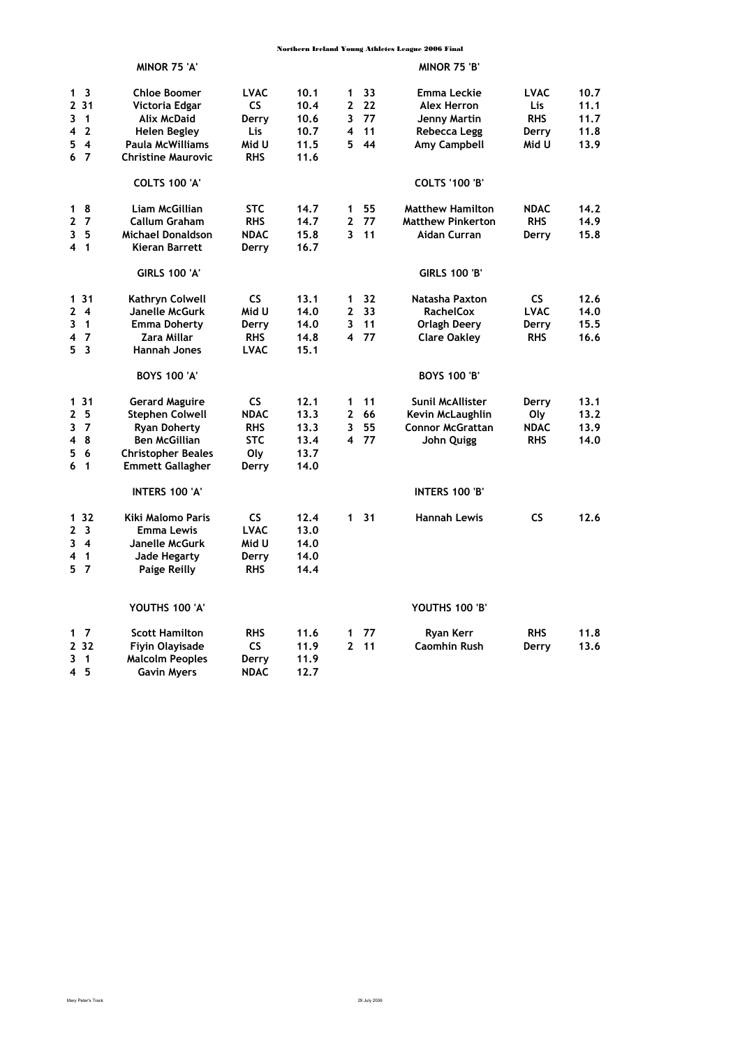# Northern Ireland Young Athletes League 2006 Final

## MINOR 75 'A'

| Pos | No | Name | Club | Time |
|---|---|---|---|---|
| 1 | 3 | Chloe Boomer | LVAC | 10.1 |
| 2 | 31 | Victoria Edgar | CS | 10.4 |
| 3 | 1 | Alix McDaid | Derry | 10.6 |
| 4 | 2 | Helen Begley | Lis | 10.7 |
| 5 | 4 | Paula McWilliams | Mid U | 11.5 |
| 6 | 7 | Christine Maurovic | RHS | 11.6 |

## MINOR 75 'B'

| Pos | No | Name | Club | Time |
|---|---|---|---|---|
| 1 | 33 | Emma Leckie | LVAC | 10.7 |
| 2 | 22 | Alex Herron | Lis | 11.1 |
| 3 | 77 | Jenny Martin | RHS | 11.7 |
| 4 | 11 | Rebecca Legg | Derry | 11.8 |
| 5 | 44 | Amy Campbell | Mid U | 13.9 |

## COLTS 100 'A'

| Pos | No | Name | Club | Time |
|---|---|---|---|---|
| 1 | 8 | Liam McGillian | STC | 14.7 |
| 2 | 7 | Callum Graham | RHS | 14.7 |
| 3 | 5 | Michael Donaldson | NDAC | 15.8 |
| 4 | 1 | Kieran Barrett | Derry | 16.7 |

## COLTS '100 'B'

| Pos | No | Name | Club | Time |
|---|---|---|---|---|
| 1 | 55 | Matthew Hamilton | NDAC | 14.2 |
| 2 | 77 | Matthew Pinkerton | RHS | 14.9 |
| 3 | 11 | Aidan Curran | Derry | 15.8 |

## GIRLS 100 'A'

| Pos | No | Name | Club | Time |
|---|---|---|---|---|
| 1 | 31 | Kathryn Colwell | CS | 13.1 |
| 2 | 4 | Janelle McGurk | Mid U | 14.0 |
| 3 | 1 | Emma Doherty | Derry | 14.0 |
| 4 | 7 | Zara Millar | RHS | 14.8 |
| 5 | 3 | Hannah Jones | LVAC | 15.1 |

## GIRLS 100 'B'

| Pos | No | Name | Club | Time |
|---|---|---|---|---|
| 1 | 32 | Natasha Paxton | CS | 12.6 |
| 2 | 33 | RachelCox | LVAC | 14.0 |
| 3 | 11 | Orlagh Deery | Derry | 15.5 |
| 4 | 77 | Clare Oakley | RHS | 16.6 |

## BOYS 100 'A'

| Pos | No | Name | Club | Time |
|---|---|---|---|---|
| 1 | 31 | Gerard Maguire | CS | 12.1 |
| 2 | 5 | Stephen Colwell | NDAC | 13.3 |
| 3 | 7 | Ryan Doherty | RHS | 13.3 |
| 4 | 8 | Ben McGillian | STC | 13.4 |
| 5 | 6 | Christopher Beales | Oly | 13.7 |
| 6 | 1 | Emmett Gallagher | Derry | 14.0 |

## BOYS 100 'B'

| Pos | No | Name | Club | Time |
|---|---|---|---|---|
| 1 | 11 | Sunil McAllister | Derry | 13.1 |
| 2 | 66 | Kevin McLaughlin | Oly | 13.2 |
| 3 | 55 | Connor McGrattan | NDAC | 13.9 |
| 4 | 77 | John Quigg | RHS | 14.0 |

## INTERS 100 'A'

| Pos | No | Name | Club | Time |
|---|---|---|---|---|
| 1 | 32 | Kiki Malomo Paris | CS | 12.4 |
| 2 | 3 | Emma Lewis | LVAC | 13.0 |
| 3 | 4 | Janelle McGurk | Mid U | 14.0 |
| 4 | 1 | Jade Hegarty | Derry | 14.0 |
| 5 | 7 | Paige Reilly | RHS | 14.4 |

## INTERS 100 'B'

| Pos | No | Name | Club | Time |
|---|---|---|---|---|
| 1 | 31 | Hannah Lewis | CS | 12.6 |

## YOUTHS 100 'A'

| Pos | No | Name | Club | Time |
|---|---|---|---|---|
| 1 | 7 | Scott Hamilton | RHS | 11.6 |
| 2 | 32 | Fiyin Olayisade | CS | 11.9 |
| 3 | 1 | Malcolm Peoples | Derry | 11.9 |
| 4 | 5 | Gavin Myers | NDAC | 12.7 |

## YOUTHS 100 'B'

| Pos | No | Name | Club | Time |
|---|---|---|---|---|
| 1 | 77 | Ryan Kerr | RHS | 11.8 |
| 2 | 11 | Caomhin Rush | Derry | 13.6 |

Mary Peter's Track

29 July 2006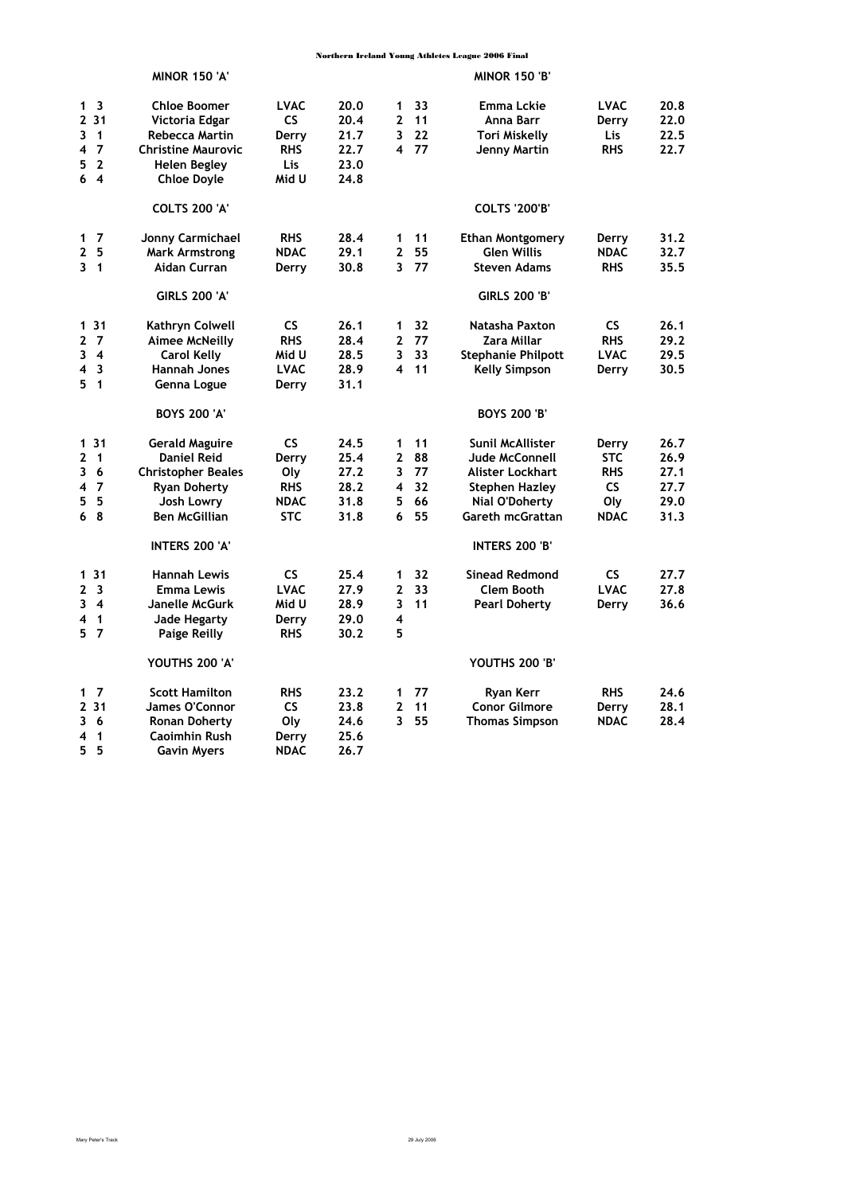Northern Ireland Young Athletes League 2006 Final

### MINOR 150 'A'

| Pos | No | Name | Club | Time |
|---|---|---|---|---|
| 1 | 3 | Chloe Boomer | LVAC | 20.0 |
| 2 | 31 | Victoria Edgar | CS | 20.4 |
| 3 | 1 | Rebecca Martin | Derry | 21.7 |
| 4 | 7 | Christine Maurovic | RHS | 22.7 |
| 5 | 2 | Helen Begley | Lis | 23.0 |
| 6 | 4 | Chloe Doyle | Mid U | 24.8 |

### MINOR 150 'B'

| Pos | No | Name | Club | Time |
|---|---|---|---|---|
| 1 | 33 | Emma Lckie | LVAC | 20.8 |
| 2 | 11 | Anna Barr | Derry | 22.0 |
| 3 | 22 | Tori Miskelly | Lis | 22.5 |
| 4 | 77 | Jenny Martin | RHS | 22.7 |

### COLTS 200 'A'

| Pos | No | Name | Club | Time |
|---|---|---|---|---|
| 1 | 7 | Jonny Carmichael | RHS | 28.4 |
| 2 | 5 | Mark Armstrong | NDAC | 29.1 |
| 3 | 1 | Aidan Curran | Derry | 30.8 |

### COLTS '200'B'

| Pos | No | Name | Club | Time |
|---|---|---|---|---|
| 1 | 11 | Ethan Montgomery | Derry | 31.2 |
| 2 | 55 | Glen Willis | NDAC | 32.7 |
| 3 | 77 | Steven Adams | RHS | 35.5 |

### GIRLS 200 'A'

| Pos | No | Name | Club | Time |
|---|---|---|---|---|
| 1 | 31 | Kathryn Colwell | CS | 26.1 |
| 2 | 7 | Aimee McNeilly | RHS | 28.4 |
| 3 | 4 | Carol Kelly | Mid U | 28.5 |
| 4 | 3 | Hannah Jones | LVAC | 28.9 |
| 5 | 1 | Genna Logue | Derry | 31.1 |

### GIRLS 200 'B'

| Pos | No | Name | Club | Time |
|---|---|---|---|---|
| 1 | 32 | Natasha Paxton | CS | 26.1 |
| 2 | 77 | Zara Millar | RHS | 29.2 |
| 3 | 33 | Stephanie Philpott | LVAC | 29.5 |
| 4 | 11 | Kelly Simpson | Derry | 30.5 |

### BOYS 200 'A'

| Pos | No | Name | Club | Time |
|---|---|---|---|---|
| 1 | 31 | Gerald Maguire | CS | 24.5 |
| 2 | 1 | Daniel Reid | Derry | 25.4 |
| 3 | 6 | Christopher Beales | Oly | 27.2 |
| 4 | 7 | Ryan Doherty | RHS | 28.2 |
| 5 | 5 | Josh Lowry | NDAC | 31.8 |
| 6 | 8 | Ben McGillian | STC | 31.8 |

### BOYS 200 'B'

| Pos | No | Name | Club | Time |
|---|---|---|---|---|
| 1 | 11 | Sunil McAllister | Derry | 26.7 |
| 2 | 88 | Jude McConnell | STC | 26.9 |
| 3 | 77 | Alister Lockhart | RHS | 27.1 |
| 4 | 32 | Stephen Hazley | CS | 27.7 |
| 5 | 66 | Nial O'Doherty | Oly | 29.0 |
| 6 | 55 | Gareth mcGrattan | NDAC | 31.3 |

### INTERS 200 'A'

| Pos | No | Name | Club | Time |
|---|---|---|---|---|
| 1 | 31 | Hannah Lewis | CS | 25.4 |
| 2 | 3 | Emma Lewis | LVAC | 27.9 |
| 3 | 4 | Janelle McGurk | Mid U | 28.9 |
| 4 | 1 | Jade Hegarty | Derry | 29.0 |
| 5 | 7 | Paige Reilly | RHS | 30.2 |

### INTERS 200 'B'

| Pos | No | Name | Club | Time |
|---|---|---|---|---|
| 1 | 32 | Sinead Redmond | CS | 27.7 |
| 2 | 33 | Clem Booth | LVAC | 27.8 |
| 3 | 11 | Pearl Doherty | Derry | 36.6 |
| 4 | | | | |
| 5 | | | | |

### YOUTHS 200 'A'

| Pos | No | Name | Club | Time |
|---|---|---|---|---|
| 1 | 7 | Scott Hamilton | RHS | 23.2 |
| 2 | 31 | James O'Connor | CS | 23.8 |
| 3 | 6 | Ronan Doherty | Oly | 24.6 |
| 4 | 1 | Caoimhin Rush | Derry | 25.6 |
| 5 | 5 | Gavin Myers | NDAC | 26.7 |

### YOUTHS 200 'B'

| Pos | No | Name | Club | Time |
|---|---|---|---|---|
| 1 | 77 | Ryan Kerr | RHS | 24.6 |
| 2 | 11 | Conor Gilmore | Derry | 28.1 |
| 3 | 55 | Thomas Simpson | NDAC | 28.4 |

Mary Peter's Track 29 July 2006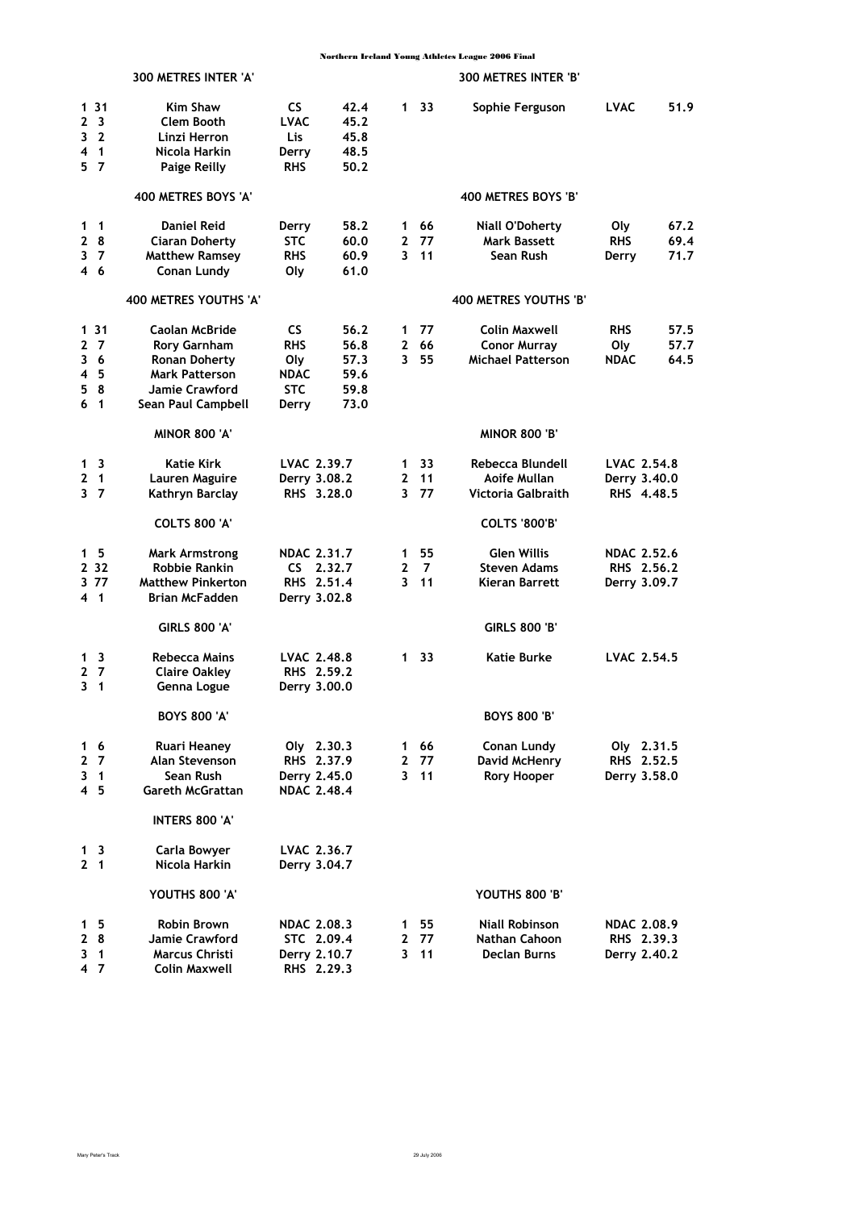Northern Ireland Young Athletes League 2006 Final

### 300 METRES INTER 'A'

| Pos | No | Name | Club | Time |
|---|---|---|---|---|
| 1 | 31 | Kim Shaw | CS | 42.4 |
| 2 | 3 | Clem Booth | LVAC | 45.2 |
| 3 | 2 | Linzi Herron | Lis | 45.8 |
| 4 | 1 | Nicola Harkin | Derry | 48.5 |
| 5 | 7 | Paige Reilly | RHS | 50.2 |

### 300 METRES INTER 'B'

| Pos | No | Name | Club | Time |
|---|---|---|---|---|
| 1 | 33 | Sophie Ferguson | LVAC | 51.9 |

### 400 METRES BOYS 'A'

| Pos | No | Name | Club | Time |
|---|---|---|---|---|
| 1 | 1 | Daniel Reid | Derry | 58.2 |
| 2 | 8 | Ciaran Doherty | STC | 60.0 |
| 3 | 7 | Matthew Ramsey | RHS | 60.9 |
| 4 | 6 | Conan Lundy | Oly | 61.0 |

### 400 METRES BOYS 'B'

| Pos | No | Name | Club | Time |
|---|---|---|---|---|
| 1 | 66 | Niall O'Doherty | Oly | 67.2 |
| 2 | 77 | Mark Bassett | RHS | 69.4 |
| 3 | 11 | Sean Rush | Derry | 71.7 |

### 400 METRES YOUTHS 'A'

| Pos | No | Name | Club | Time |
|---|---|---|---|---|
| 1 | 31 | Caolan McBride | CS | 56.2 |
| 2 | 7 | Rory Garnham | RHS | 56.8 |
| 3 | 6 | Ronan Doherty | Oly | 57.3 |
| 4 | 5 | Mark Patterson | NDAC | 59.6 |
| 5 | 8 | Jamie Crawford | STC | 59.8 |
| 6 | 1 | Sean Paul Campbell | Derry | 73.0 |

### 400 METRES YOUTHS 'B'

| Pos | No | Name | Club | Time |
|---|---|---|---|---|
| 1 | 77 | Colin Maxwell | RHS | 57.5 |
| 2 | 66 | Conor Murray | Oly | 57.7 |
| 3 | 55 | Michael Patterson | NDAC | 64.5 |

### MINOR 800 'A'

| Pos | No | Name | Club | Time |
|---|---|---|---|---|
| 1 | 3 | Katie Kirk | LVAC | 2.39.7 |
| 2 | 1 | Lauren Maguire | Derry | 3.08.2 |
| 3 | 7 | Kathryn Barclay | RHS | 3.28.0 |

### MINOR 800 'B'

| Pos | No | Name | Club | Time |
|---|---|---|---|---|
| 1 | 33 | Rebecca Blundell | LVAC | 2.54.8 |
| 2 | 11 | Aoife Mullan | Derry | 3.40.0 |
| 3 | 77 | Victoria Galbraith | RHS | 4.48.5 |

### COLTS 800 'A'

| Pos | No | Name | Club | Time |
|---|---|---|---|---|
| 1 | 5 | Mark Armstrong | NDAC | 2.31.7 |
| 2 | 32 | Robbie Rankin | CS | 2.32.7 |
| 3 | 77 | Matthew Pinkerton | RHS | 2.51.4 |
| 4 | 1 | Brian McFadden | Derry | 3.02.8 |

### COLTS '800'B'

| Pos | No | Name | Club | Time |
|---|---|---|---|---|
| 1 | 55 | Glen Willis | NDAC | 2.52.6 |
| 2 | 7 | Steven Adams | RHS | 2.56.2 |
| 3 | 11 | Kieran Barrett | Derry | 3.09.7 |

### GIRLS 800 'A'

| Pos | No | Name | Club | Time |
|---|---|---|---|---|
| 1 | 3 | Rebecca Mains | LVAC | 2.48.8 |
| 2 | 7 | Claire Oakley | RHS | 2.59.2 |
| 3 | 1 | Genna Logue | Derry | 3.00.0 |

### GIRLS 800 'B'

| Pos | No | Name | Club | Time |
|---|---|---|---|---|
| 1 | 33 | Katie Burke | LVAC | 2.54.5 |

### BOYS 800 'A'

| Pos | No | Name | Club | Time |
|---|---|---|---|---|
| 1 | 6 | Ruari Heaney | Oly | 2.30.3 |
| 2 | 7 | Alan Stevenson | RHS | 2.37.9 |
| 3 | 1 | Sean Rush | Derry | 2.45.0 |
| 4 | 5 | Gareth McGrattan | NDAC | 2.48.4 |

### BOYS 800 'B'

| Pos | No | Name | Club | Time |
|---|---|---|---|---|
| 1 | 66 | Conan Lundy | Oly | 2.31.5 |
| 2 | 77 | David McHenry | RHS | 2.52.5 |
| 3 | 11 | Rory Hooper | Derry | 3.58.0 |

### INTERS 800 'A'

| Pos | No | Name | Club | Time |
|---|---|---|---|---|
| 1 | 3 | Carla Bowyer | LVAC | 2.36.7 |
| 2 | 1 | Nicola Harkin | Derry | 3.04.7 |

### YOUTHS 800 'A'

| Pos | No | Name | Club | Time |
|---|---|---|---|---|
| 1 | 5 | Robin Brown | NDAC | 2.08.3 |
| 2 | 8 | Jamie Crawford | STC | 2.09.4 |
| 3 | 1 | Marcus Christi | Derry | 2.10.7 |
| 4 | 7 | Colin Maxwell | RHS | 2.29.3 |

### YOUTHS 800 'B'

| Pos | No | Name | Club | Time |
|---|---|---|---|---|
| 1 | 55 | Niall Robinson | NDAC | 2.08.9 |
| 2 | 77 | Nathan Cahoon | RHS | 2.39.3 |
| 3 | 11 | Declan Burns | Derry | 2.40.2 |

Mary Peter's Track — 29 July 2006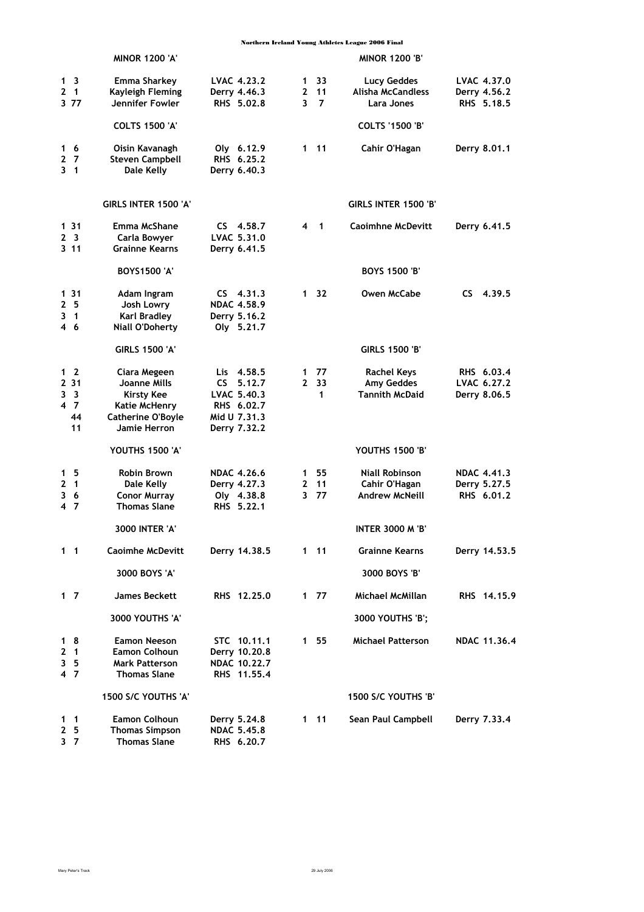# Northern Ireland Young Athletes League 2006 Final

### MINOR 1200 'A'

| Pos | No | Name | Club | Time |
|---|---|---|---|---|
| 1 | 3 | Emma Sharkey | LVAC | 4.23.2 |
| 2 | 1 | Kayleigh Fleming | Derry | 4.46.3 |
| 3 | 77 | Jennifer Fowler | RHS | 5.02.8 |

### MINOR 1200 'B'

| Pos | No | Name | Club | Time |
|---|---|---|---|---|
| 1 | 33 | Lucy Geddes | LVAC | 4.37.0 |
| 2 | 11 | Alisha McCandless | Derry | 4.56.2 |
| 3 | 7 | Lara Jones | RHS | 5.18.5 |

### COLTS 1500 'A'

| Pos | No | Name | Club | Time |
|---|---|---|---|---|
| 1 | 6 | Oisin Kavanagh | Oly | 6.12.9 |
| 2 | 7 | Steven Campbell | RHS | 6.25.2 |
| 3 | 1 | Dale Kelly | Derry | 6.40.3 |

### COLTS '1500 'B'

| Pos | No | Name | Club | Time |
|---|---|---|---|---|
| 1 | 11 | Cahir O'Hagan | Derry | 8.01.1 |

### GIRLS INTER 1500 'A'

| Pos | No | Name | Club | Time |
|---|---|---|---|---|
| 1 | 31 | Emma McShane | CS | 4.58.7 |
| 2 | 3 | Carla Bowyer | LVAC | 5.31.0 |
| 3 | 11 | Grainne Kearns | Derry | 6.41.5 |

### GIRLS INTER 1500 'B'

| Pos | No | Name | Club | Time |
|---|---|---|---|---|
| 4 | 1 | Caoimhne McDevitt | Derry | 6.41.5 |

### BOYS1500 'A'

| Pos | No | Name | Club | Time |
|---|---|---|---|---|
| 1 | 31 | Adam Ingram | CS | 4.31.3 |
| 2 | 5 | Josh Lowry | NDAC | 4.58.9 |
| 3 | 1 | Karl Bradley | Derry | 5.16.2 |
| 4 | 6 | Niall O'Doherty | Oly | 5.21.7 |

### BOYS 1500 'B'

| Pos | No | Name | Club | Time |
|---|---|---|---|---|
| 1 | 32 | Owen McCabe | CS | 4.39.5 |

### GIRLS 1500 'A'

| Pos | No | Name | Club | Time |
|---|---|---|---|---|
| 1 | 2 | Ciara Megeen | Lis | 4.58.5 |
| 2 | 31 | Joanne Mills | CS | 5.12.7 |
| 3 | 3 | Kirsty Kee | LVAC | 5.40.3 |
| 4 | 7 | Katie McHenry | RHS | 6.02.7 |
| | 44 | Catherine O'Boyle | Mid U | 7.31.3 |
| | 11 | Jamie Herron | Derry | 7.32.2 |

### GIRLS 1500 'B'

| Pos | No | Name | Club | Time |
|---|---|---|---|---|
| 1 | 77 | Rachel Keys | RHS | 6.03.4 |
| 2 | 33 | Amy Geddes | LVAC | 6.27.2 |
| | 1 | Tannith McDaid | Derry | 8.06.5 |

### YOUTHS 1500 'A'

| Pos | No | Name | Club | Time |
|---|---|---|---|---|
| 1 | 5 | Robin Brown | NDAC | 4.26.6 |
| 2 | 1 | Dale Kelly | Derry | 4.27.3 |
| 3 | 6 | Conor Murray | Oly | 4.38.8 |
| 4 | 7 | Thomas Slane | RHS | 5.22.1 |

### YOUTHS 1500 'B'

| Pos | No | Name | Club | Time |
|---|---|---|---|---|
| 1 | 55 | Niall Robinson | NDAC | 4.41.3 |
| 2 | 11 | Cahir O'Hagan | Derry | 5.27.5 |
| 3 | 77 | Andrew McNeill | RHS | 6.01.2 |

### 3000 INTER 'A'

| Pos | No | Name | Club | Time |
|---|---|---|---|---|
| 1 | 1 | Caoimhe McDevitt | Derry | 14.38.5 |

### INTER 3000 M 'B'

| Pos | No | Name | Club | Time |
|---|---|---|---|---|
| 1 | 11 | Grainne Kearns | Derry | 14.53.5 |

### 3000 BOYS 'A'

| Pos | No | Name | Club | Time |
|---|---|---|---|---|
| 1 | 7 | James Beckett | RHS | 12.25.0 |

### 3000 BOYS 'B'

| Pos | No | Name | Club | Time |
|---|---|---|---|---|
| 1 | 77 | Michael McMillan | RHS | 14.15.9 |

### 3000 YOUTHS 'A'

| Pos | No | Name | Club | Time |
|---|---|---|---|---|
| 1 | 8 | Eamon Neeson | STC | 10.11.1 |
| 2 | 1 | Eamon Colhoun | Derry | 10.20.8 |
| 3 | 5 | Mark Patterson | NDAC | 10.22.7 |
| 4 | 7 | Thomas Slane | RHS | 11.55.4 |

### 3000 YOUTHS 'B';

| Pos | No | Name | Club | Time |
|---|---|---|---|---|
| 1 | 55 | Michael Patterson | NDAC | 11.36.4 |

### 1500 S/C YOUTHS 'A'

| Pos | No | Name | Club | Time |
|---|---|---|---|---|
| 1 | 1 | Eamon Colhoun | Derry | 5.24.8 |
| 2 | 5 | Thomas Simpson | NDAC | 5.45.8 |
| 3 | 7 | Thomas Slane | RHS | 6.20.7 |

### 1500 S/C YOUTHS 'B'

| Pos | No | Name | Club | Time |
|---|---|---|---|---|
| 1 | 11 | Sean Paul Campbell | Derry | 7.33.4 |

Mary Peter's Track — 29 July 2006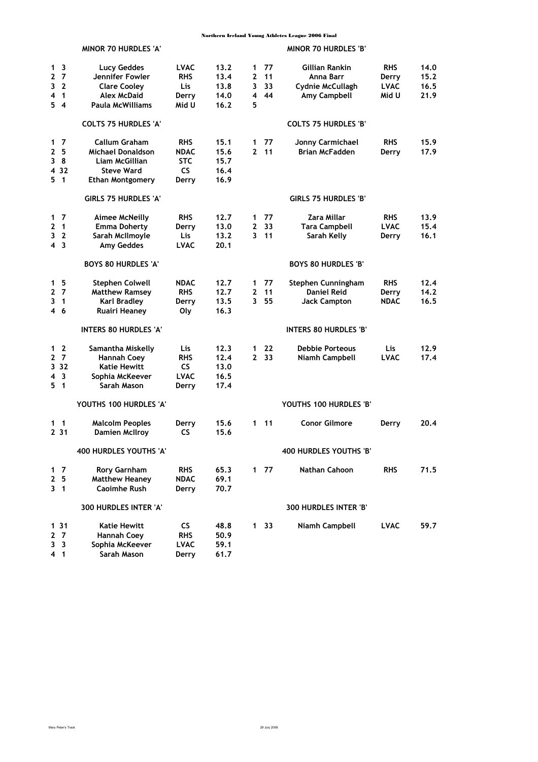### MINOR 70 HURDLES 'A'

| Pos | No | Name | Club | Time |
|---|---|---|---|---|
| 1 | 3 | Lucy Geddes | LVAC | 13.2 |
| 2 | 7 | Jennifer Fowler | RHS | 13.4 |
| 3 | 2 | Clare Cooley | Lis | 13.8 |
| 4 | 1 | Alex McDaid | Derry | 14.0 |
| 5 | 4 | Paula McWilliams | Mid U | 16.2 |

### MINOR 70 HURDLES 'B'

| Pos | No | Name | Club | Time |
|---|---|---|---|---|
| 1 | 77 | Gillian Rankin | RHS | 14.0 |
| 2 | 11 | Anna Barr | Derry | 15.2 |
| 3 | 33 | Cydnie McCullagh | LVAC | 16.5 |
| 4 | 44 | Amy Campbell | Mid U | 21.9 |
| 5 | | | | |

### COLTS 75 HURDLES 'A'

| Pos | No | Name | Club | Time |
|---|---|---|---|---|
| 1 | 7 | Callum Graham | RHS | 15.1 |
| 2 | 5 | Michael Donaldson | NDAC | 15.6 |
| 3 | 8 | Liam McGillian | STC | 15.7 |
| 4 | 32 | Steve Ward | CS | 16.4 |
| 5 | 1 | Ethan Montgomery | Derry | 16.9 |

### COLTS 75 HURDLES 'B'

| Pos | No | Name | Club | Time |
|---|---|---|---|---|
| 1 | 77 | Jonny Carmichael | RHS | 15.9 |
| 2 | 11 | Brian McFadden | Derry | 17.9 |

### GIRLS 75 HURDLES 'A'

| Pos | No | Name | Club | Time |
|---|---|---|---|---|
| 1 | 7 | Aimee McNeilly | RHS | 12.7 |
| 2 | 1 | Emma Doherty | Derry | 13.0 |
| 3 | 2 | Sarah McIlmoyle | Lis | 13.2 |
| 4 | 3 | Amy Geddes | LVAC | 20.1 |

### GIRLS 75 HURDLES 'B'

| Pos | No | Name | Club | Time |
|---|---|---|---|---|
| 1 | 77 | Zara Millar | RHS | 13.9 |
| 2 | 33 | Tara Campbell | LVAC | 15.4 |
| 3 | 11 | Sarah Kelly | Derry | 16.1 |

### BOYS 80 HURDLES 'A'

| Pos | No | Name | Club | Time |
|---|---|---|---|---|
| 1 | 5 | Stephen Colwell | NDAC | 12.7 |
| 2 | 7 | Matthew Ramsey | RHS | 12.7 |
| 3 | 1 | Karl Bradley | Derry | 13.5 |
| 4 | 6 | Ruairi Heaney | Oly | 16.3 |

### BOYS 80 HURDLES 'B'

| Pos | No | Name | Club | Time |
|---|---|---|---|---|
| 1 | 77 | Stephen Cunningham | RHS | 12.4 |
| 2 | 11 | Daniel Reid | Derry | 14.2 |
| 3 | 55 | Jack Campton | NDAC | 16.5 |

### INTERS 80 HURDLES 'A'

| Pos | No | Name | Club | Time |
|---|---|---|---|---|
| 1 | 2 | Samantha Miskelly | Lis | 12.3 |
| 2 | 7 | Hannah Coey | RHS | 12.4 |
| 3 | 32 | Katie Hewitt | CS | 13.0 |
| 4 | 3 | Sophia McKeever | LVAC | 16.5 |
| 5 | 1 | Sarah Mason | Derry | 17.4 |

### INTERS 80 HURDLES 'B'

| Pos | No | Name | Club | Time |
|---|---|---|---|---|
| 1 | 22 | Debbie Porteous | Lis | 12.9 |
| 2 | 33 | Niamh Campbell | LVAC | 17.4 |

### YOUTHS 100 HURDLES 'A'

| Pos | No | Name | Club | Time |
|---|---|---|---|---|
| 1 | 1 | Malcolm Peoples | Derry | 15.6 |
| 2 | 31 | Damien McIlroy | CS | 15.6 |

### YOUTHS 100 HURDLES 'B'

| Pos | No | Name | Club | Time |
|---|---|---|---|---|
| 1 | 11 | Conor Gilmore | Derry | 20.4 |

### 400 HURDLES YOUTHS 'A'

| Pos | No | Name | Club | Time |
|---|---|---|---|---|
| 1 | 7 | Rory Garnham | RHS | 65.3 |
| 2 | 5 | Matthew Heaney | NDAC | 69.1 |
| 3 | 1 | Caoimhe Rush | Derry | 70.7 |

### 400 HURDLES YOUTHS 'B'

| Pos | No | Name | Club | Time |
|---|---|---|---|---|
| 1 | 77 | Nathan Cahoon | RHS | 71.5 |

### 300 HURDLES INTER 'A'

| Pos | No | Name | Club | Time |
|---|---|---|---|---|
| 1 | 31 | Katie Hewitt | CS | 48.8 |
| 2 | 7 | Hannah Coey | RHS | 50.9 |
| 3 | 3 | Sophia McKeever | LVAC | 59.1 |
| 4 | 1 | Sarah Mason | Derry | 61.7 |

### 300 HURDLES INTER 'B'

| Pos | No | Name | Club | Time |
|---|---|---|---|---|
| 1 | 33 | Niamh Campbell | LVAC | 59.7 |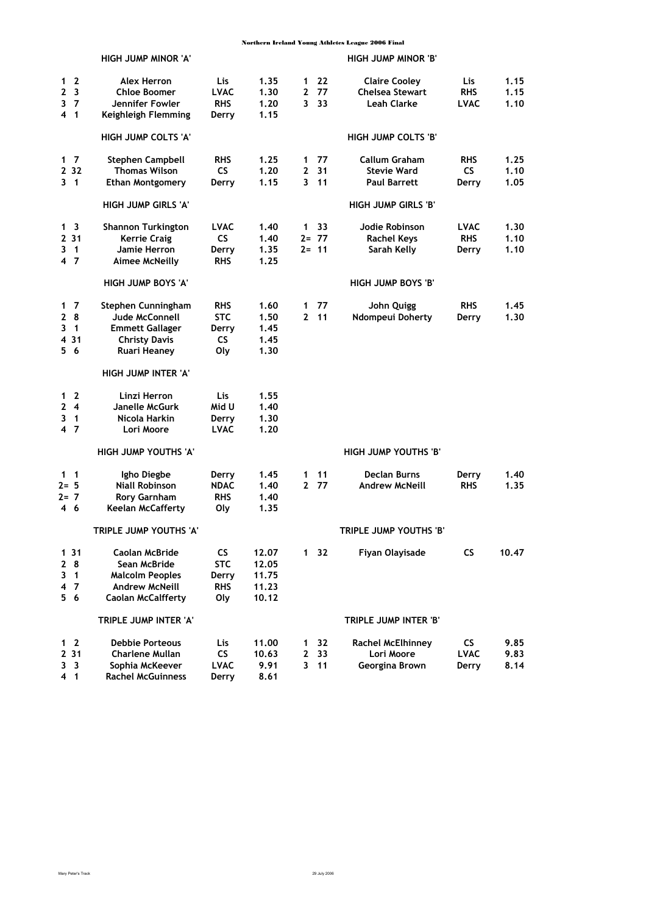Northern Ireland Young Athletes League 2006 Final

## HIGH JUMP MINOR 'A'

| Pos | No | Name | Club | Result |
|---|---|---|---|---|
| 1 | 2 | Alex Herron | Lis | 1.35 |
| 2 | 3 | Chloe Boomer | LVAC | 1.30 |
| 3 | 7 | Jennifer Fowler | RHS | 1.20 |
| 4 | 1 | Keighleigh Flemming | Derry | 1.15 |

## HIGH JUMP MINOR 'B'

| Pos | No | Name | Club | Result |
|---|---|---|---|---|
| 1 | 22 | Claire Cooley | Lis | 1.15 |
| 2 | 77 | Chelsea Stewart | RHS | 1.15 |
| 3 | 33 | Leah Clarke | LVAC | 1.10 |

## HIGH JUMP COLTS 'A'

| Pos | No | Name | Club | Result |
|---|---|---|---|---|
| 1 | 7 | Stephen Campbell | RHS | 1.25 |
| 2 | 32 | Thomas Wilson | CS | 1.20 |
| 3 | 1 | Ethan Montgomery | Derry | 1.15 |

## HIGH JUMP COLTS 'B'

| Pos | No | Name | Club | Result |
|---|---|---|---|---|
| 1 | 77 | Callum Graham | RHS | 1.25 |
| 2 | 31 | Stevie Ward | CS | 1.10 |
| 3 | 11 | Paul Barrett | Derry | 1.05 |

## HIGH JUMP GIRLS 'A'

| Pos | No | Name | Club | Result |
|---|---|---|---|---|
| 1 | 3 | Shannon Turkington | LVAC | 1.40 |
| 2 | 31 | Kerrie Craig | CS | 1.40 |
| 3 | 1 | Jamie Herron | Derry | 1.35 |
| 4 | 7 | Aimee McNeilly | RHS | 1.25 |

## HIGH JUMP GIRLS 'B'

| Pos | No | Name | Club | Result |
|---|---|---|---|---|
| 1 | 33 | Jodie Robinson | LVAC | 1.30 |
| 2= | 77 | Rachel Keys | RHS | 1.10 |
| 2= | 11 | Sarah Kelly | Derry | 1.10 |

## HIGH JUMP BOYS 'A'

| Pos | No | Name | Club | Result |
|---|---|---|---|---|
| 1 | 7 | Stephen Cunningham | RHS | 1.60 |
| 2 | 8 | Jude McConnell | STC | 1.50 |
| 3 | 1 | Emmett Gallager | Derry | 1.45 |
| 4 | 31 | Christy Davis | CS | 1.45 |
| 5 | 6 | Ruari Heaney | Oly | 1.30 |

## HIGH JUMP BOYS 'B'

| Pos | No | Name | Club | Result |
|---|---|---|---|---|
| 1 | 77 | John Quigg | RHS | 1.45 |
| 2 | 11 | Ndompeui Doherty | Derry | 1.30 |

## HIGH JUMP INTER 'A'

| Pos | No | Name | Club | Result |
|---|---|---|---|---|
| 1 | 2 | Linzi Herron | Lis | 1.55 |
| 2 | 4 | Janelle McGurk | Mid U | 1.40 |
| 3 | 1 | Nicola Harkin | Derry | 1.30 |
| 4 | 7 | Lori Moore | LVAC | 1.20 |

## HIGH JUMP YOUTHS 'A'

| Pos | No | Name | Club | Result |
|---|---|---|---|---|
| 1 | 1 | Igho Diegbe | Derry | 1.45 |
| 2= | 5 | Niall Robinson | NDAC | 1.40 |
| 2= | 7 | Rory Garnham | RHS | 1.40 |
| 4 | 6 | Keelan McCafferty | Oly | 1.35 |

## HIGH JUMP YOUTHS 'B'

| Pos | No | Name | Club | Result |
|---|---|---|---|---|
| 1 | 11 | Declan Burns | Derry | 1.40 |
| 2 | 77 | Andrew McNeill | RHS | 1.35 |

## TRIPLE JUMP YOUTHS 'A'

| Pos | No | Name | Club | Result |
|---|---|---|---|---|
| 1 | 31 | Caolan McBride | CS | 12.07 |
| 2 | 8 | Sean McBride | STC | 12.05 |
| 3 | 1 | Malcolm Peoples | Derry | 11.75 |
| 4 | 7 | Andrew McNeill | RHS | 11.23 |
| 5 | 6 | Caolan McCalfferty | Oly | 10.12 |

## TRIPLE JUMP YOUTHS 'B'

| Pos | No | Name | Club | Result |
|---|---|---|---|---|
| 1 | 32 | Fiyan Olayisade | CS | 10.47 |

## TRIPLE JUMP INTER 'A'

| Pos | No | Name | Club | Result |
|---|---|---|---|---|
| 1 | 2 | Debbie Porteous | Lis | 11.00 |
| 2 | 31 | Charlene Mullan | CS | 10.63 |
| 3 | 3 | Sophia McKeever | LVAC | 9.91 |
| 4 | 1 | Rachel McGuinness | Derry | 8.61 |

## TRIPLE JUMP INTER 'B'

| Pos | No | Name | Club | Result |
|---|---|---|---|---|
| 1 | 32 | Rachel McElhinney | CS | 9.85 |
| 2 | 33 | Lori Moore | LVAC | 9.83 |
| 3 | 11 | Georgina Brown | Derry | 8.14 |

Mary Peter's Track — 29 July 2006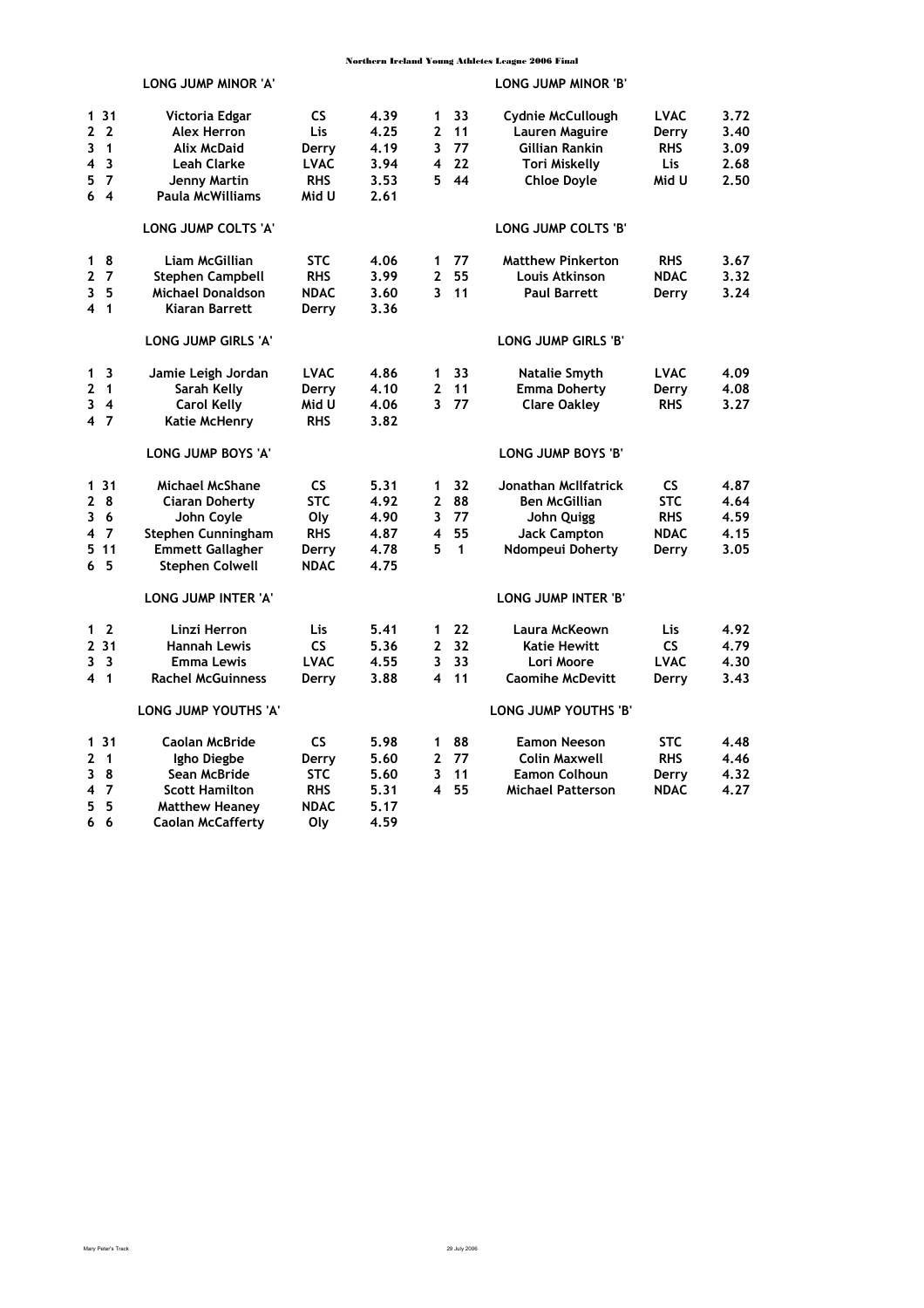Northern Ireland Young Athletes League 2006 Final

## LONG JUMP MINOR 'A'

| Pos | No | Name | Club | Distance |
|---|---|---|---|---|
| 1 | 31 | Victoria Edgar | CS | 4.39 |
| 2 | 2 | Alex Herron | Lis | 4.25 |
| 3 | 1 | Alix McDaid | Derry | 4.19 |
| 4 | 3 | Leah Clarke | LVAC | 3.94 |
| 5 | 7 | Jenny Martin | RHS | 3.53 |
| 6 | 4 | Paula McWilliams | Mid U | 2.61 |

## LONG JUMP MINOR 'B'

| Pos | No | Name | Club | Distance |
|---|---|---|---|---|
| 1 | 33 | Cydnie McCullough | LVAC | 3.72 |
| 2 | 11 | Lauren Maguire | Derry | 3.40 |
| 3 | 77 | Gillian Rankin | RHS | 3.09 |
| 4 | 22 | Tori Miskelly | Lis | 2.68 |
| 5 | 44 | Chloe Doyle | Mid U | 2.50 |

## LONG JUMP COLTS 'A'

| Pos | No | Name | Club | Distance |
|---|---|---|---|---|
| 1 | 8 | Liam McGillian | STC | 4.06 |
| 2 | 7 | Stephen Campbell | RHS | 3.99 |
| 3 | 5 | Michael Donaldson | NDAC | 3.60 |
| 4 | 1 | Kiaran Barrett | Derry | 3.36 |

## LONG JUMP COLTS 'B'

| Pos | No | Name | Club | Distance |
|---|---|---|---|---|
| 1 | 77 | Matthew Pinkerton | RHS | 3.67 |
| 2 | 55 | Louis Atkinson | NDAC | 3.32 |
| 3 | 11 | Paul Barrett | Derry | 3.24 |

## LONG JUMP GIRLS 'A'

| Pos | No | Name | Club | Distance |
|---|---|---|---|---|
| 1 | 3 | Jamie Leigh Jordan | LVAC | 4.86 |
| 2 | 1 | Sarah Kelly | Derry | 4.10 |
| 3 | 4 | Carol Kelly | Mid U | 4.06 |
| 4 | 7 | Katie McHenry | RHS | 3.82 |

## LONG JUMP GIRLS 'B'

| Pos | No | Name | Club | Distance |
|---|---|---|---|---|
| 1 | 33 | Natalie Smyth | LVAC | 4.09 |
| 2 | 11 | Emma Doherty | Derry | 4.08 |
| 3 | 77 | Clare Oakley | RHS | 3.27 |

## LONG JUMP BOYS 'A'

| Pos | No | Name | Club | Distance |
|---|---|---|---|---|
| 1 | 31 | Michael McShane | CS | 5.31 |
| 2 | 8 | Ciaran Doherty | STC | 4.92 |
| 3 | 6 | John Coyle | Oly | 4.90 |
| 4 | 7 | Stephen Cunningham | RHS | 4.87 |
| 5 | 11 | Emmett Gallagher | Derry | 4.78 |
| 6 | 5 | Stephen Colwell | NDAC | 4.75 |

## LONG JUMP BOYS 'B'

| Pos | No | Name | Club | Distance |
|---|---|---|---|---|
| 1 | 32 | Jonathan McIlfatrick | CS | 4.87 |
| 2 | 88 | Ben McGillian | STC | 4.64 |
| 3 | 77 | John Quigg | RHS | 4.59 |
| 4 | 55 | Jack Campton | NDAC | 4.15 |
| 5 | 1 | Ndompeui Doherty | Derry | 3.05 |

## LONG JUMP INTER 'A'

| Pos | No | Name | Club | Distance |
|---|---|---|---|---|
| 1 | 2 | Linzi Herron | Lis | 5.41 |
| 2 | 31 | Hannah Lewis | CS | 5.36 |
| 3 | 3 | Emma Lewis | LVAC | 4.55 |
| 4 | 1 | Rachel McGuinness | Derry | 3.88 |

## LONG JUMP INTER 'B'

| Pos | No | Name | Club | Distance |
|---|---|---|---|---|
| 1 | 22 | Laura McKeown | Lis | 4.92 |
| 2 | 32 | Katie Hewitt | CS | 4.79 |
| 3 | 33 | Lori Moore | LVAC | 4.30 |
| 4 | 11 | Caomihe McDevitt | Derry | 3.43 |

## LONG JUMP YOUTHS 'A'

| Pos | No | Name | Club | Distance |
|---|---|---|---|---|
| 1 | 31 | Caolan McBride | CS | 5.98 |
| 2 | 1 | Igho Diegbe | Derry | 5.60 |
| 3 | 8 | Sean McBride | STC | 5.60 |
| 4 | 7 | Scott Hamilton | RHS | 5.31 |
| 5 | 5 | Matthew Heaney | NDAC | 5.17 |
| 6 | 6 | Caolan McCafferty | Oly | 4.59 |

## LONG JUMP YOUTHS 'B'

| Pos | No | Name | Club | Distance |
|---|---|---|---|---|
| 1 | 88 | Eamon Neeson | STC | 4.48 |
| 2 | 77 | Colin Maxwell | RHS | 4.46 |
| 3 | 11 | Eamon Colhoun | Derry | 4.32 |
| 4 | 55 | Michael Patterson | NDAC | 4.27 |

Mary Peter's Track　　　　29 July 2006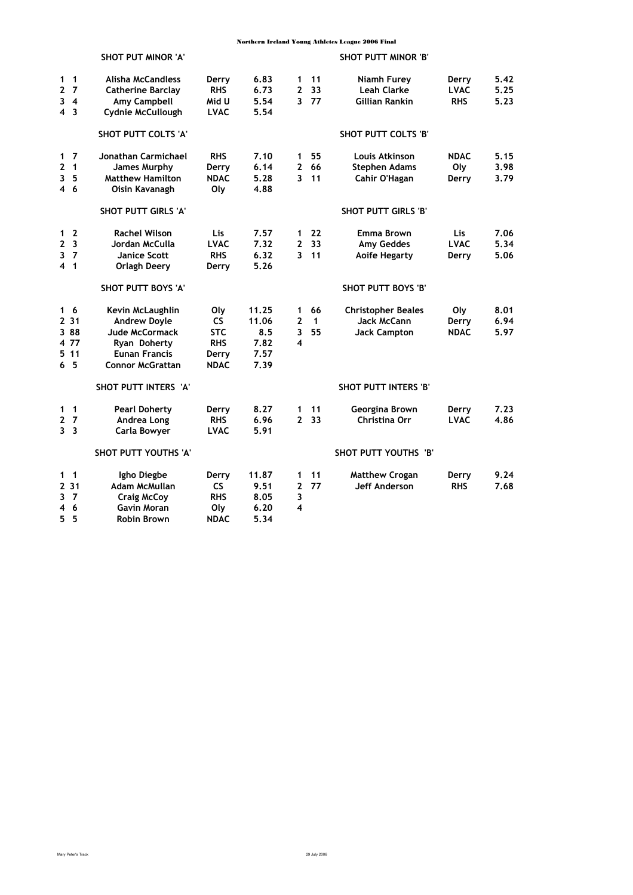# Northern Ireland Young Athletes League 2006 Final

## SHOT PUT MINOR 'A'

| | | | | |
|---|---|---|---|---|
| 1 | 1 | Alisha McCandless | Derry | 6.83 |
| 2 | 7 | Catherine Barclay | RHS | 6.73 |
| 3 | 4 | Amy Campbell | Mid U | 5.54 |
| 4 | 3 | Cydnie McCullough | LVAC | 5.54 |

## SHOT PUTT MINOR 'B'

| | | | | |
|---|---|---|---|---|
| 1 | 11 | Niamh Furey | Derry | 5.42 |
| 2 | 33 | Leah Clarke | LVAC | 5.25 |
| 3 | 77 | Gillian Rankin | RHS | 5.23 |

## SHOT PUTT COLTS 'A'

| | | | | |
|---|---|---|---|---|
| 1 | 7 | Jonathan Carmichael | RHS | 7.10 |
| 2 | 1 | James Murphy | Derry | 6.14 |
| 3 | 5 | Matthew Hamilton | NDAC | 5.28 |
| 4 | 6 | Oisin Kavanagh | Oly | 4.88 |

## SHOT PUTT COLTS 'B'

| | | | | |
|---|---|---|---|---|
| 1 | 55 | Louis Atkinson | NDAC | 5.15 |
| 2 | 66 | Stephen Adams | Oly | 3.98 |
| 3 | 11 | Cahir O'Hagan | Derry | 3.79 |

## SHOT PUTT GIRLS 'A'

| | | | | |
|---|---|---|---|---|
| 1 | 2 | Rachel Wilson | Lis | 7.57 |
| 2 | 3 | Jordan McCulla | LVAC | 7.32 |
| 3 | 7 | Janice Scott | RHS | 6.32 |
| 4 | 1 | Orlagh Deery | Derry | 5.26 |

## SHOT PUTT GIRLS 'B'

| | | | | |
|---|---|---|---|---|
| 1 | 22 | Emma Brown | Lis | 7.06 |
| 2 | 33 | Amy Geddes | LVAC | 5.34 |
| 3 | 11 | Aoife Hegarty | Derry | 5.06 |

## SHOT PUTT BOYS 'A'

| | | | | |
|---|---|---|---|---|
| 1 | 6 | Kevin McLaughlin | Oly | 11.25 |
| 2 | 31 | Andrew Doyle | CS | 11.06 |
| 3 | 88 | Jude McCormack | STC | 8.5 |
| 4 | 77 | Ryan Doherty | RHS | 7.82 |
| 5 | 11 | Eunan Francis | Derry | 7.57 |
| 6 | 5 | Connor McGrattan | NDAC | 7.39 |

## SHOT PUTT BOYS 'B'

| | | | | |
|---|---|---|---|---|
| 1 | 66 | Christopher Beales | Oly | 8.01 |
| 2 | 1 | Jack McCann | Derry | 6.94 |
| 3 | 55 | Jack Campton | NDAC | 5.97 |
| 4 | | | | |

## SHOT PUTT INTERS 'A'

| | | | | |
|---|---|---|---|---|
| 1 | 1 | Pearl Doherty | Derry | 8.27 |
| 2 | 7 | Andrea Long | RHS | 6.96 |
| 3 | 3 | Carla Bowyer | LVAC | 5.91 |

## SHOT PUTT INTERS 'B'

| | | | | |
|---|---|---|---|---|
| 1 | 11 | Georgina Brown | Derry | 7.23 |
| 2 | 33 | Christina Orr | LVAC | 4.86 |

## SHOT PUTT YOUTHS 'A'

| | | | | |
|---|---|---|---|---|
| 1 | 1 | Igho Diegbe | Derry | 11.87 |
| 2 | 31 | Adam McMullan | CS | 9.51 |
| 3 | 7 | Craig McCoy | RHS | 8.05 |
| 4 | 6 | Gavin Moran | Oly | 6.20 |
| 5 | 5 | Robin Brown | NDAC | 5.34 |

## SHOT PUTT YOUTHS 'B'

| | | | | |
|---|---|---|---|---|
| 1 | 11 | Matthew Crogan | Derry | 9.24 |
| 2 | 77 | Jeff Anderson | RHS | 7.68 |
| 3 | | | | |
| 4 | | | | |

Mary Peter's Track 29 July 2006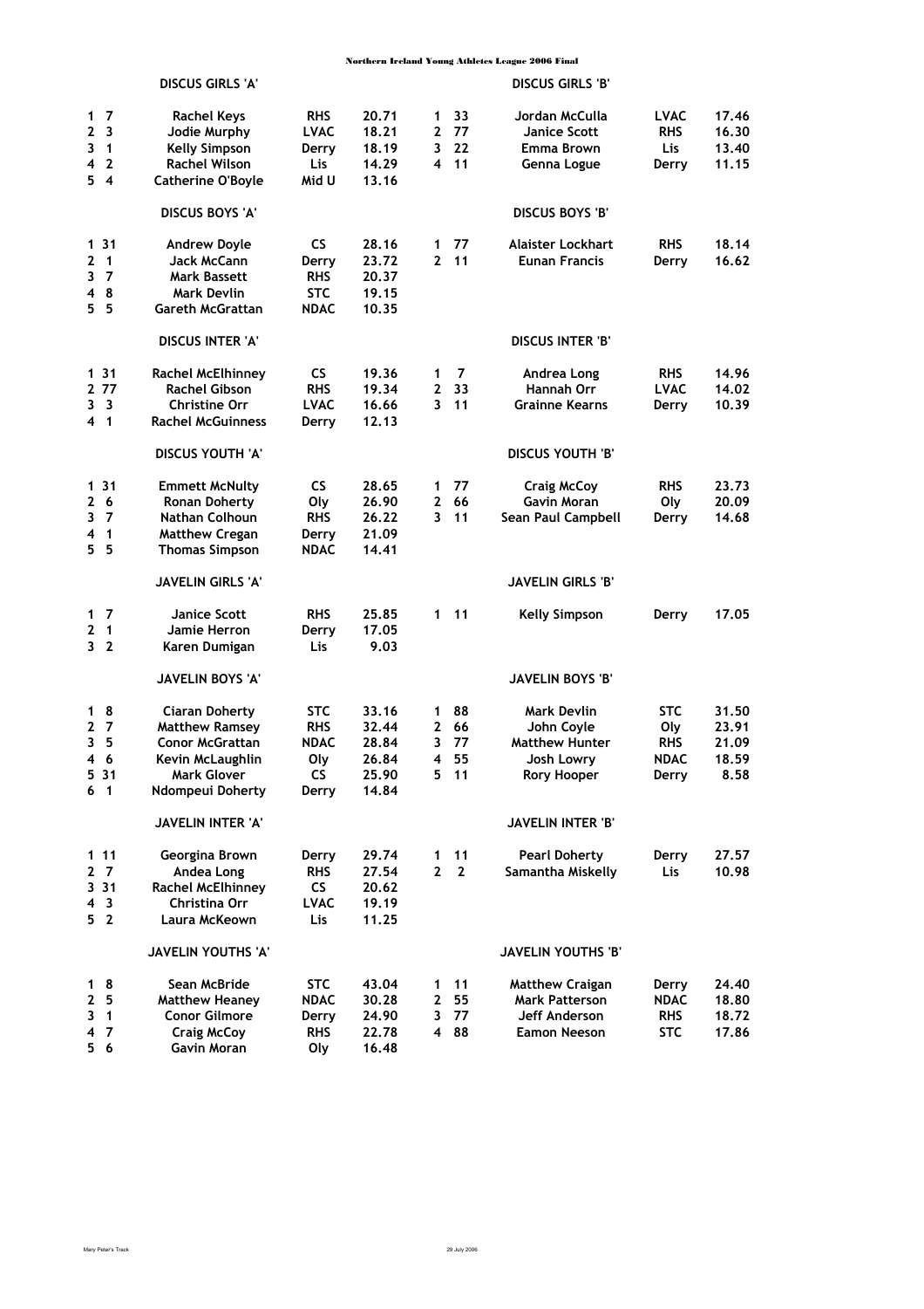# Northern Ireland Young Athletes League 2006 Final

## DISCUS GIRLS 'A'

| Pos | No | Name | Club | Result |
|---|---|---|---|---|
| 1 | 7 | Rachel Keys | RHS | 20.71 |
| 2 | 3 | Jodie Murphy | LVAC | 18.21 |
| 3 | 1 | Kelly Simpson | Derry | 18.19 |
| 4 | 2 | Rachel Wilson | Lis | 14.29 |
| 5 | 4 | Catherine O'Boyle | Mid U | 13.16 |

## DISCUS GIRLS 'B'

| Pos | No | Name | Club | Result |
|---|---|---|---|---|
| 1 | 33 | Jordan McCulla | LVAC | 17.46 |
| 2 | 77 | Janice Scott | RHS | 16.30 |
| 3 | 22 | Emma Brown | Lis | 13.40 |
| 4 | 11 | Genna Logue | Derry | 11.15 |

## DISCUS BOYS 'A'

| Pos | No | Name | Club | Result |
|---|---|---|---|---|
| 1 | 31 | Andrew Doyle | CS | 28.16 |
| 2 | 1 | Jack McCann | Derry | 23.72 |
| 3 | 7 | Mark Bassett | RHS | 20.37 |
| 4 | 8 | Mark Devlin | STC | 19.15 |
| 5 | 5 | Gareth McGrattan | NDAC | 10.35 |

## DISCUS BOYS 'B'

| Pos | No | Name | Club | Result |
|---|---|---|---|---|
| 1 | 77 | Alaister Lockhart | RHS | 18.14 |
| 2 | 11 | Eunan Francis | Derry | 16.62 |

## DISCUS INTER 'A'

| Pos | No | Name | Club | Result |
|---|---|---|---|---|
| 1 | 31 | Rachel McElhinney | CS | 19.36 |
| 2 | 77 | Rachel Gibson | RHS | 19.34 |
| 3 | 3 | Christine Orr | LVAC | 16.66 |
| 4 | 1 | Rachel McGuinness | Derry | 12.13 |

## DISCUS INTER 'B'

| Pos | No | Name | Club | Result |
|---|---|---|---|---|
| 1 | 7 | Andrea Long | RHS | 14.96 |
| 2 | 33 | Hannah Orr | LVAC | 14.02 |
| 3 | 11 | Grainne Kearns | Derry | 10.39 |

## DISCUS YOUTH 'A'

| Pos | No | Name | Club | Result |
|---|---|---|---|---|
| 1 | 31 | Emmett McNulty | CS | 28.65 |
| 2 | 6 | Ronan Doherty | Oly | 26.90 |
| 3 | 7 | Nathan Colhoun | RHS | 26.22 |
| 4 | 1 | Matthew Cregan | Derry | 21.09 |
| 5 | 5 | Thomas Simpson | NDAC | 14.41 |

## DISCUS YOUTH 'B'

| Pos | No | Name | Club | Result |
|---|---|---|---|---|
| 1 | 77 | Craig McCoy | RHS | 23.73 |
| 2 | 66 | Gavin Moran | Oly | 20.09 |
| 3 | 11 | Sean Paul Campbell | Derry | 14.68 |

## JAVELIN GIRLS 'A'

| Pos | No | Name | Club | Result |
|---|---|---|---|---|
| 1 | 7 | Janice Scott | RHS | 25.85 |
| 2 | 1 | Jamie Herron | Derry | 17.05 |
| 3 | 2 | Karen Dumigan | Lis | 9.03 |

## JAVELIN GIRLS 'B'

| Pos | No | Name | Club | Result |
|---|---|---|---|---|
| 1 | 11 | Kelly Simpson | Derry | 17.05 |

## JAVELIN BOYS 'A'

| Pos | No | Name | Club | Result |
|---|---|---|---|---|
| 1 | 8 | Ciaran Doherty | STC | 33.16 |
| 2 | 7 | Matthew Ramsey | RHS | 32.44 |
| 3 | 5 | Conor McGrattan | NDAC | 28.84 |
| 4 | 6 | Kevin McLaughlin | Oly | 26.84 |
| 5 | 31 | Mark Glover | CS | 25.90 |
| 6 | 1 | Ndompeui Doherty | Derry | 14.84 |

## JAVELIN BOYS 'B'

| Pos | No | Name | Club | Result |
|---|---|---|---|---|
| 1 | 88 | Mark Devlin | STC | 31.50 |
| 2 | 66 | John Coyle | Oly | 23.91 |
| 3 | 77 | Matthew Hunter | RHS | 21.09 |
| 4 | 55 | Josh Lowry | NDAC | 18.59 |
| 5 | 11 | Rory Hooper | Derry | 8.58 |

## JAVELIN INTER 'A'

| Pos | No | Name | Club | Result |
|---|---|---|---|---|
| 1 | 11 | Georgina Brown | Derry | 29.74 |
| 2 | 7 | Andea Long | RHS | 27.54 |
| 3 | 31 | Rachel McElhinney | CS | 20.62 |
| 4 | 3 | Christina Orr | LVAC | 19.19 |
| 5 | 2 | Laura McKeown | Lis | 11.25 |

## JAVELIN INTER 'B'

| Pos | No | Name | Club | Result |
|---|---|---|---|---|
| 1 | 11 | Pearl Doherty | Derry | 27.57 |
| 2 | 2 | Samantha Miskelly | Lis | 10.98 |

## JAVELIN YOUTHS 'A'

| Pos | No | Name | Club | Result |
|---|---|---|---|---|
| 1 | 8 | Sean McBride | STC | 43.04 |
| 2 | 5 | Matthew Heaney | NDAC | 30.28 |
| 3 | 1 | Conor Gilmore | Derry | 24.90 |
| 4 | 7 | Craig McCoy | RHS | 22.78 |
| 5 | 6 | Gavin Moran | Oly | 16.48 |

## JAVELIN YOUTHS 'B'

| Pos | No | Name | Club | Result |
|---|---|---|---|---|
| 1 | 11 | Matthew Craigan | Derry | 24.40 |
| 2 | 55 | Mark Patterson | NDAC | 18.80 |
| 3 | 77 | Jeff Anderson | RHS | 18.72 |
| 4 | 88 | Eamon Neeson | STC | 17.86 |

Mary Peter's Track — 29 July 2006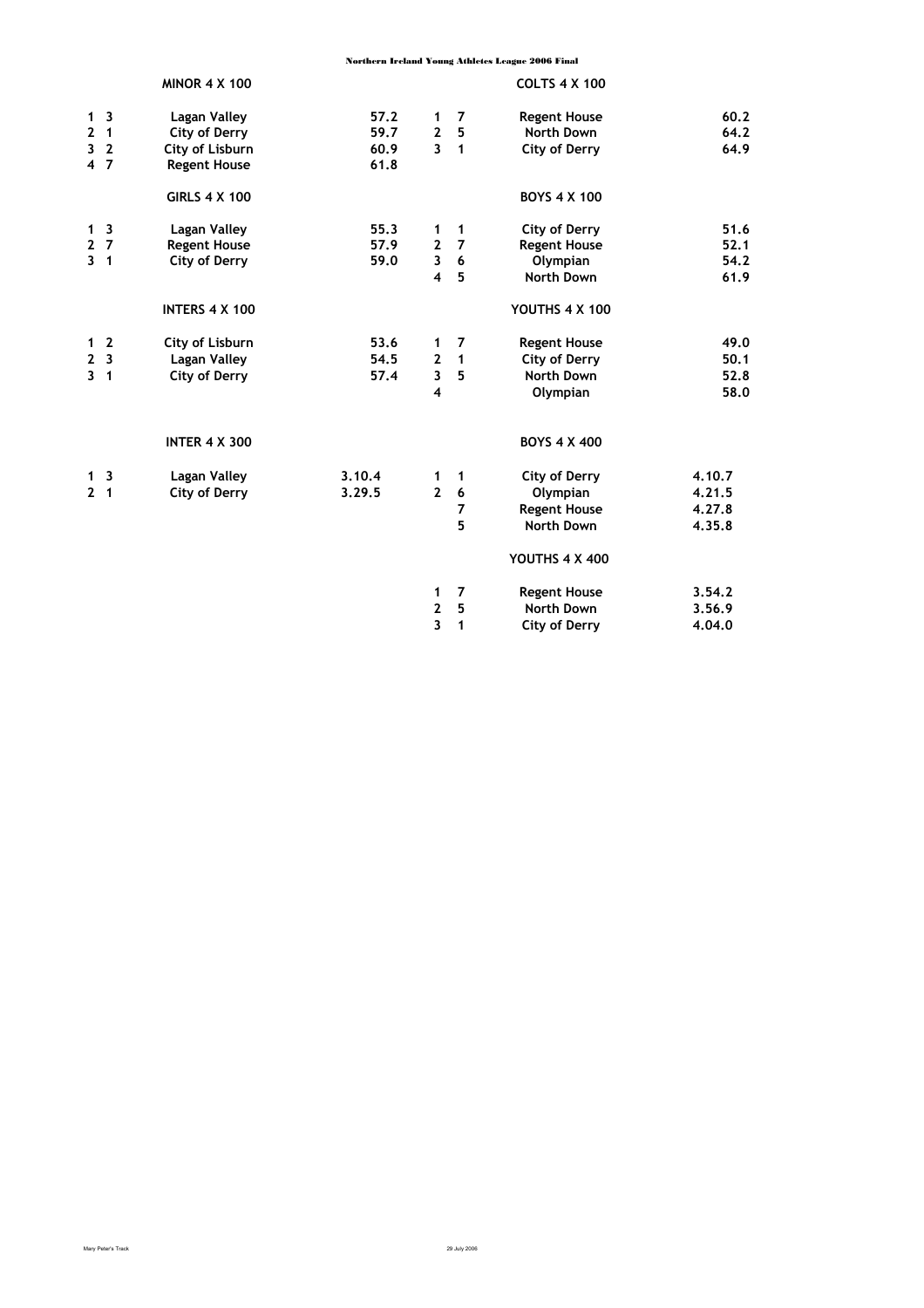# Northern Ireland Young Athletes League 2006 Final

## MINOR 4 X 100

| Pos | No | Team | Time |
|---|---|---|---|
| 1 | 3 | Lagan Valley | 57.2 |
| 2 | 1 | City of Derry | 59.7 |
| 3 | 2 | City of Lisburn | 60.9 |
| 4 | 7 | Regent House | 61.8 |

## COLTS 4 X 100

| Pos | No | Team | Time |
|---|---|---|---|
| 1 | 7 | Regent House | 60.2 |
| 2 | 5 | North Down | 64.2 |
| 3 | 1 | City of Derry | 64.9 |

## GIRLS 4 X 100

| Pos | No | Team | Time |
|---|---|---|---|
| 1 | 3 | Lagan Valley | 55.3 |
| 2 | 7 | Regent House | 57.9 |
| 3 | 1 | City of Derry | 59.0 |

## BOYS 4 X 100

| Pos | No | Team | Time |
|---|---|---|---|
| 1 | 1 | City of Derry | 51.6 |
| 2 | 7 | Regent House | 52.1 |
| 3 | 6 | Olympian | 54.2 |
| 4 | 5 | North Down | 61.9 |

## INTERS 4 X 100

| Pos | No | Team | Time |
|---|---|---|---|
| 1 | 2 | City of Lisburn | 53.6 |
| 2 | 3 | Lagan Valley | 54.5 |
| 3 | 1 | City of Derry | 57.4 |

## YOUTHS 4 X 100

| Pos | No | Team | Time |
|---|---|---|---|
| 1 | 7 | Regent House | 49.0 |
| 2 | 1 | City of Derry | 50.1 |
| 3 | 5 | North Down | 52.8 |
| 4 | | Olympian | 58.0 |

## INTER 4 X 300

| Pos | No | Team | Time |
|---|---|---|---|
| 1 | 3 | Lagan Valley | 3.10.4 |
| 2 | 1 | City of Derry | 3.29.5 |

## BOYS 4 X 400

| Pos | No | Team | Time |
|---|---|---|---|
| 1 | 1 | City of Derry | 4.10.7 |
| 2 | 6 | Olympian | 4.21.5 |
| | 7 | Regent House | 4.27.8 |
| | 5 | North Down | 4.35.8 |

## YOUTHS 4 X 400

| Pos | No | Team | Time |
|---|---|---|---|
| 1 | 7 | Regent House | 3.54.2 |
| 2 | 5 | North Down | 3.56.9 |
| 3 | 1 | City of Derry | 4.04.0 |

Mary Peter's Track

29 July 2006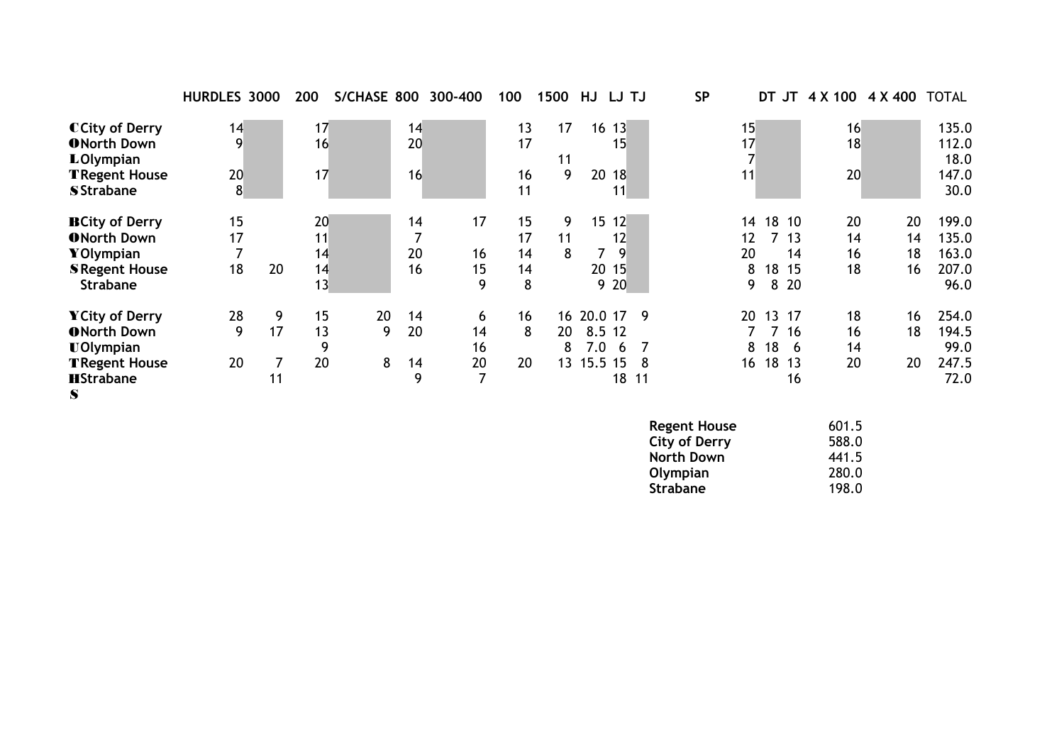| | | HURDLES | 3000 | 200 | S/CHASE | 800 | 300-400 | 100 | 1500 | HJ | LJ | TJ | SP | DT | JT | 4 X 100 | 4 X 400 | TOTAL |
|---|---|---|---|---|---|---|---|---|---|---|---|---|---|---|---|---|---|---|
| C | City of Derry | 14 | | 17 | | 14 | | 13 | 17 | 16 | 13 | | 15 | | | 16 | | 135.0 |
| O | North Down | 9 | | 16 | | 20 | | 17 | | | 15 | | 17 | | | 18 | | 112.0 |
| L | Olympian | | | | | | | | 11 | | | | 7 | | | | | 18.0 |
| T | Regent House | 20 | | 17 | | 16 | | 16 | 9 | 20 | 18 | | 11 | | | 20 | | 147.0 |
| S | Strabane | 8 | | | | | | 11 | | | 11 | | | | | | | 30.0 |
| B | City of Derry | 15 | | 20 | | 14 | 17 | 15 | 9 | 15 | 12 | | 14 | 18 | 10 | 20 | 20 | 199.0 |
| O | North Down | 17 | | 11 | | 7 | | 17 | 11 | | 12 | | 12 | 7 | 13 | 14 | 14 | 135.0 |
| Y | Olympian | 7 | | 14 | | 20 | 16 | 14 | 8 | 7 | 9 | | 20 | | 14 | 16 | 18 | 163.0 |
| S | Regent House | 18 | 20 | 14 | | 16 | 15 | 14 | | 20 | 15 | | 8 | 18 | 15 | 18 | 16 | 207.0 |
| | Strabane | | | 13 | | | 9 | 8 | | 9 | 20 | | 9 | 8 | 20 | | | 96.0 |
| Y | City of Derry | 28 | 9 | 15 | 20 | 14 | 6 | 16 | 16 | 20.0 | 17 | 9 | 20 | 13 | 17 | 18 | 16 | 254.0 |
| O | North Down | 9 | 17 | 13 | 9 | 20 | 14 | 8 | 20 | 8.5 | 12 | | 7 | 7 | 16 | 16 | 18 | 194.5 |
| U | Olympian | | | 9 | | | 16 | | 8 | 7.0 | 6 | 7 | 8 | 18 | 6 | 14 | | 99.0 |
| T | Regent House | 20 | 7 | 20 | 8 | 14 | 20 | 20 | 13 | 15.5 | 15 | 8 | 16 | 18 | 13 | 20 | 20 | 247.5 |
| H | Strabane | | 11 | | | 9 | 7 | | | | 18 | 11 | | | 16 | | | 72.0 |
| S | | | | | | | | | | | | | | | | | | |

| | |
|---|---|
| **Regent House** | 601.5 |
| **City of Derry** | 588.0 |
| **North Down** | 441.5 |
| **Olympian** | 280.0 |
| **Strabane** | 198.0 |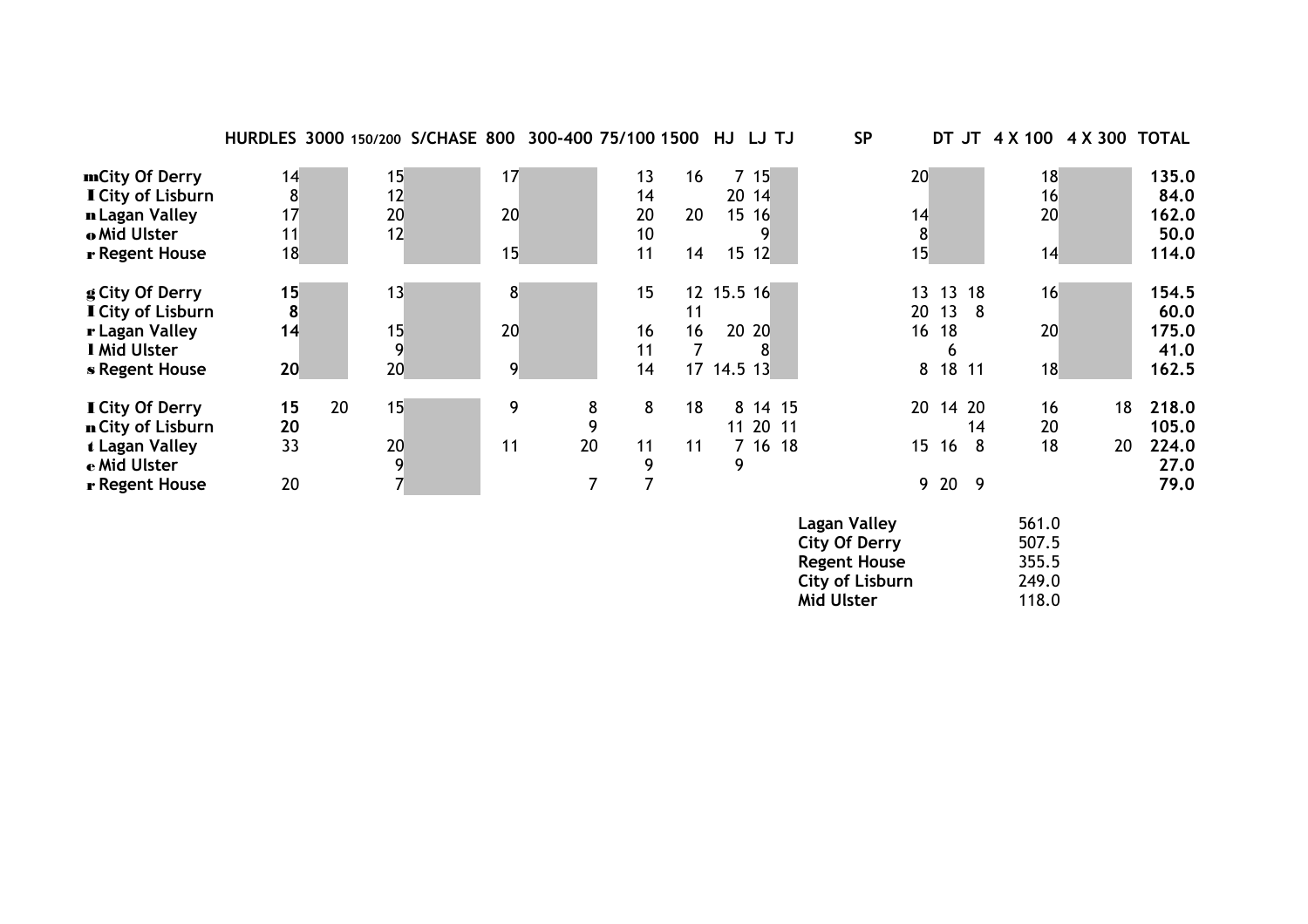| | HURDLES | 3000 | 150/200 | S/CHASE | 800 | 300-400 | 75/100 | 1500 | HJ | LJ | TJ | SP | DT | JT | 4 X 100 | 4 X 300 | TOTAL |
|---|---|---|---|---|---|---|---|---|---|---|---|---|---|---|---|---|---|
| **m City Of Derry** | 14 | | 15 | | 17 | | 13 | 16 | 7 | 15 | | 20 | | | 18 | | **135.0** |
| **I City of Lisburn** | 8 | | 12 | | | | 14 | | 20 | 14 | | | | | 16 | | **84.0** |
| **n Lagan Valley** | 17 | | 20 | | 20 | | 20 | 20 | 15 | 16 | | 14 | | | 20 | | **162.0** |
| **o Mid Ulster** | 11 | | 12 | | | | 10 | | | 9 | | 8 | | | | | **50.0** |
| **r Regent House** | 18 | | | | 15 | | 11 | 14 | 15 | 12 | | 15 | | | 14 | | **114.0** |
| **g City Of Derry** | **15** | | 13 | | 8 | | 15 | 12 | 15.5 | 16 | | 13 | 13 | 18 | 16 | | **154.5** |
| **I City of Lisburn** | **8** | | | | | | | 11 | | | | 20 | 13 | 8 | | | **60.0** |
| **r Lagan Valley** | **14** | | 15 | | 20 | | 16 | 16 | 20 | 20 | | 16 | 18 | | 20 | | **175.0** |
| **I Mid Ulster** | | | 9 | | | | 11 | 7 | | 8 | | | 6 | | | | **41.0** |
| **s Regent House** | **20** | | 20 | | 9 | | 14 | 17 | 14.5 | 13 | | 8 | 18 | 11 | 18 | | **162.5** |
| **I City Of Derry** | **15** | 20 | 15 | | 9 | 8 | 8 | 18 | 8 | 14 | 15 | 20 | 14 | 20 | 16 | 18 | **218.0** |
| **n City of Lisburn** | **20** | | | | | 9 | | | 11 | 20 | 11 | | | 14 | 20 | | **105.0** |
| **t Lagan Valley** | 33 | | 20 | | 11 | 20 | 11 | 11 | 7 | 16 | 18 | 15 | 16 | 8 | 18 | 20 | **224.0** |
| **e Mid Ulster** | | | 9 | | | | 9 | | 9 | | | | | | | | **27.0** |
| **r Regent House** | 20 | | 7 | | | 7 | 7 | | | | | 9 | 20 | 9 | | | **79.0** |

| | |
|---|---|
| **Lagan Valley** | 561.0 |
| **City Of Derry** | 507.5 |
| **Regent House** | 355.5 |
| **City of Lisburn** | 249.0 |
| **Mid Ulster** | 118.0 |